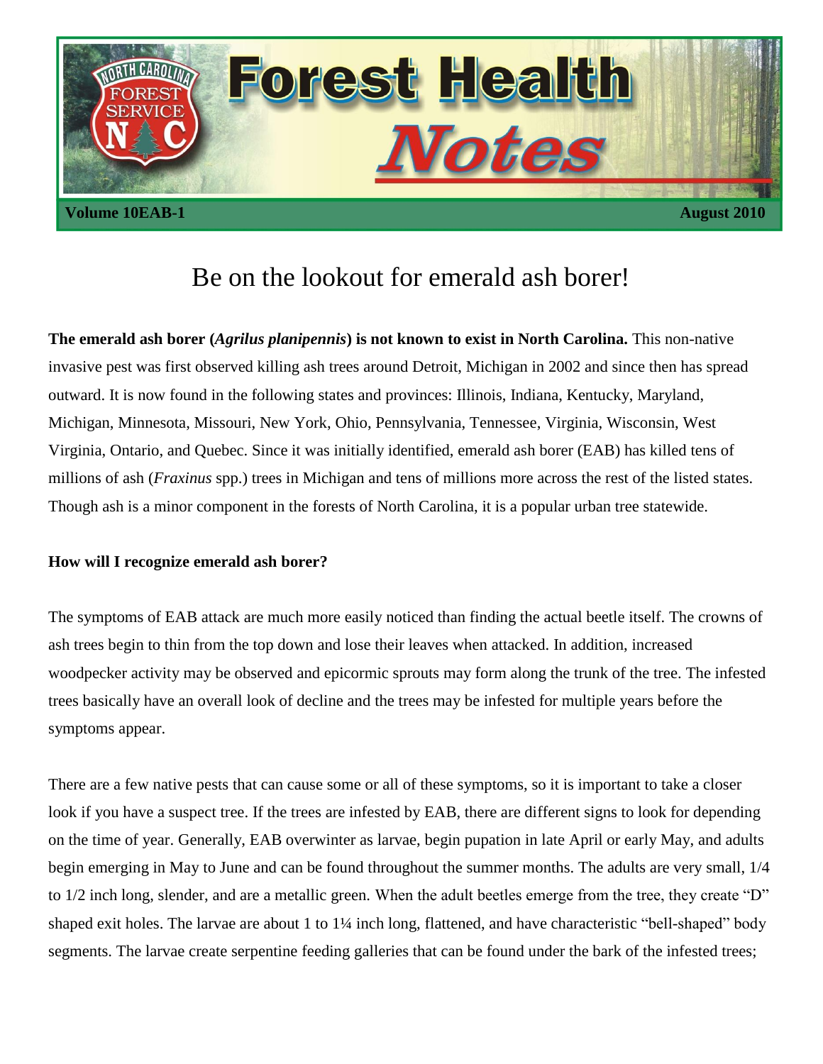# Forest Health Notes

**Volume 10EAB-1** **August 2010**

## Be on the lookout for emerald ash borer!

**The emerald ash borer (*Agrilus planipennis*) is not known to exist in North Carolina.** This non-native invasive pest was first observed killing ash trees around Detroit, Michigan in 2002 and since then has spread outward. It is now found in the following states and provinces: Illinois, Indiana, Kentucky, Maryland, Michigan, Minnesota, Missouri, New York, Ohio, Pennsylvania, Tennessee, Virginia, Wisconsin, West Virginia, Ontario, and Quebec. Since it was initially identified, emerald ash borer (EAB) has killed tens of millions of ash (*Fraxinus* spp.) trees in Michigan and tens of millions more across the rest of the listed states. Though ash is a minor component in the forests of North Carolina, it is a popular urban tree statewide.

**How will I recognize emerald ash borer?**

The symptoms of EAB attack are much more easily noticed than finding the actual beetle itself. The crowns of ash trees begin to thin from the top down and lose their leaves when attacked. In addition, increased woodpecker activity may be observed and epicormic sprouts may form along the trunk of the tree. The infested trees basically have an overall look of decline and the trees may be infested for multiple years before the symptoms appear.

There are a few native pests that can cause some or all of these symptoms, so it is important to take a closer look if you have a suspect tree. If the trees are infested by EAB, there are different signs to look for depending on the time of year. Generally, EAB overwinter as larvae, begin pupation in late April or early May, and adults begin emerging in May to June and can be found throughout the summer months. The adults are very small, 1/4 to 1/2 inch long, slender, and are a metallic green. When the adult beetles emerge from the tree, they create "D" shaped exit holes. The larvae are about 1 to 1¼ inch long, flattened, and have characteristic "bell-shaped" body segments. The larvae create serpentine feeding galleries that can be found under the bark of the infested trees;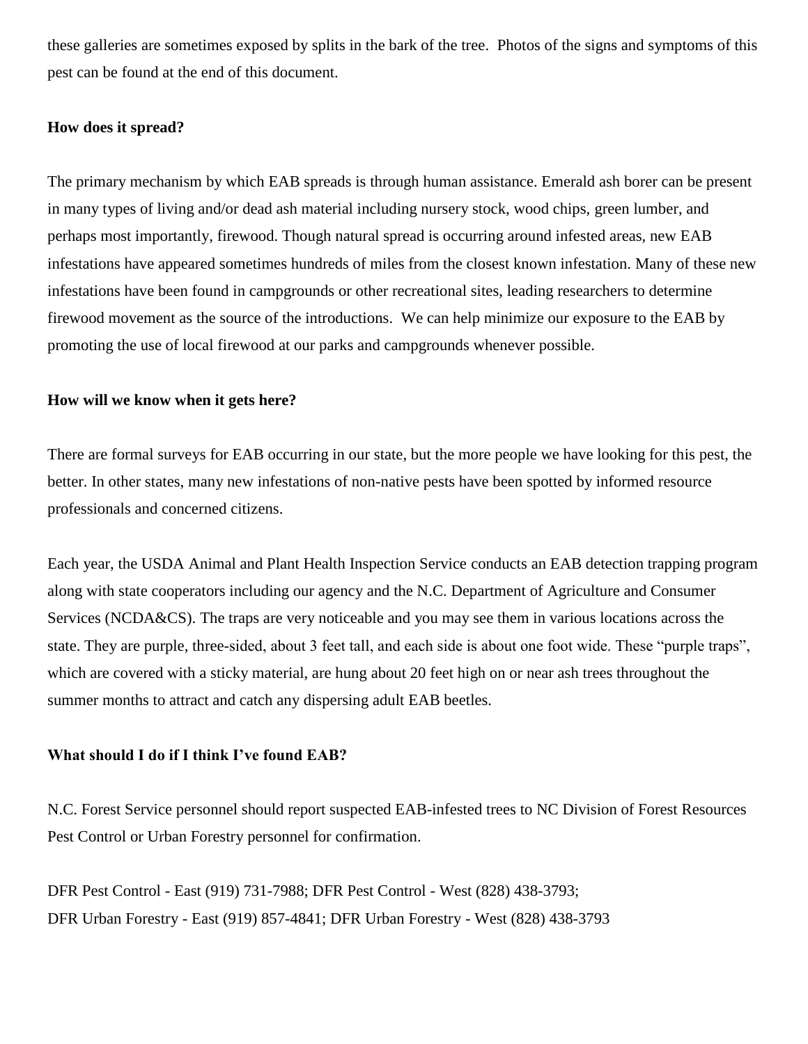these galleries are sometimes exposed by splits in the bark of the tree. Photos of the signs and symptoms of this pest can be found at the end of this document.

**How does it spread?**

The primary mechanism by which EAB spreads is through human assistance. Emerald ash borer can be present in many types of living and/or dead ash material including nursery stock, wood chips, green lumber, and perhaps most importantly, firewood. Though natural spread is occurring around infested areas, new EAB infestations have appeared sometimes hundreds of miles from the closest known infestation. Many of these new infestations have been found in campgrounds or other recreational sites, leading researchers to determine firewood movement as the source of the introductions. We can help minimize our exposure to the EAB by promoting the use of local firewood at our parks and campgrounds whenever possible.

**How will we know when it gets here?**

There are formal surveys for EAB occurring in our state, but the more people we have looking for this pest, the better. In other states, many new infestations of non-native pests have been spotted by informed resource professionals and concerned citizens.

Each year, the USDA Animal and Plant Health Inspection Service conducts an EAB detection trapping program along with state cooperators including our agency and the N.C. Department of Agriculture and Consumer Services (NCDA&CS). The traps are very noticeable and you may see them in various locations across the state. They are purple, three-sided, about 3 feet tall, and each side is about one foot wide. These "purple traps", which are covered with a sticky material, are hung about 20 feet high on or near ash trees throughout the summer months to attract and catch any dispersing adult EAB beetles.

**What should I do if I think I've found EAB?**

N.C. Forest Service personnel should report suspected EAB-infested trees to NC Division of Forest Resources Pest Control or Urban Forestry personnel for confirmation.

DFR Pest Control - East (919) 731-7988; DFR Pest Control - West (828) 438-3793;
DFR Urban Forestry - East (919) 857-4841; DFR Urban Forestry - West (828) 438-3793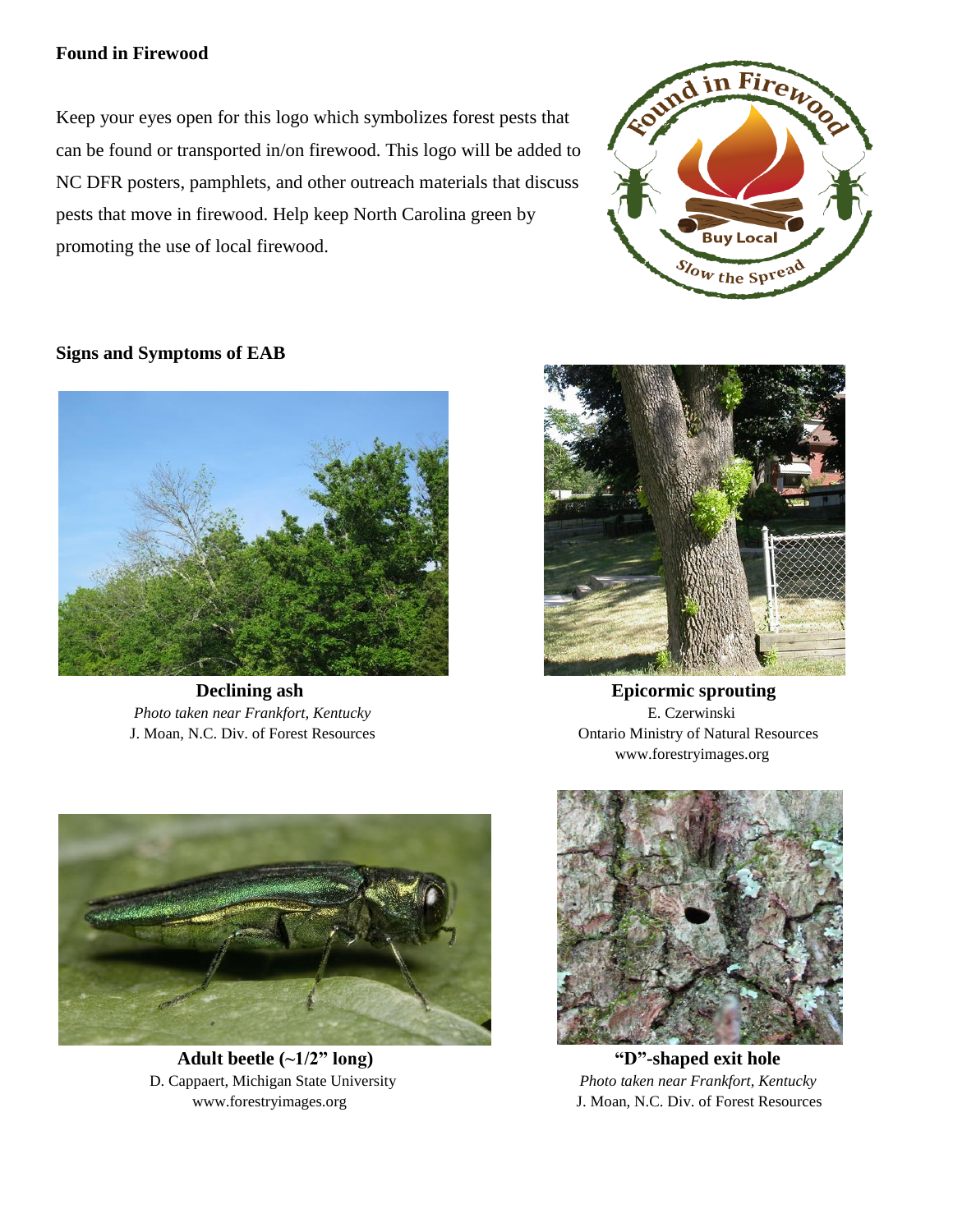## Found in Firewood

Keep your eyes open for this logo which symbolizes forest pests that can be found or transported in/on firewood. This logo will be added to NC DFR posters, pamphlets, and other outreach materials that discuss pests that move in firewood. Help keep North Carolina green by promoting the use of local firewood.

## Signs and Symptoms of EAB

**Declining ash**
*Photo taken near Frankfort, Kentucky*
J. Moan, N.C. Div. of Forest Resources

**Epicormic sprouting**
E. Czerwinski
Ontario Ministry of Natural Resources
www.forestryimages.org

**Adult beetle (~1/2" long)**
D. Cappaert, Michigan State University
www.forestryimages.org

**"D"-shaped exit hole**
*Photo taken near Frankfort, Kentucky*
J. Moan, N.C. Div. of Forest Resources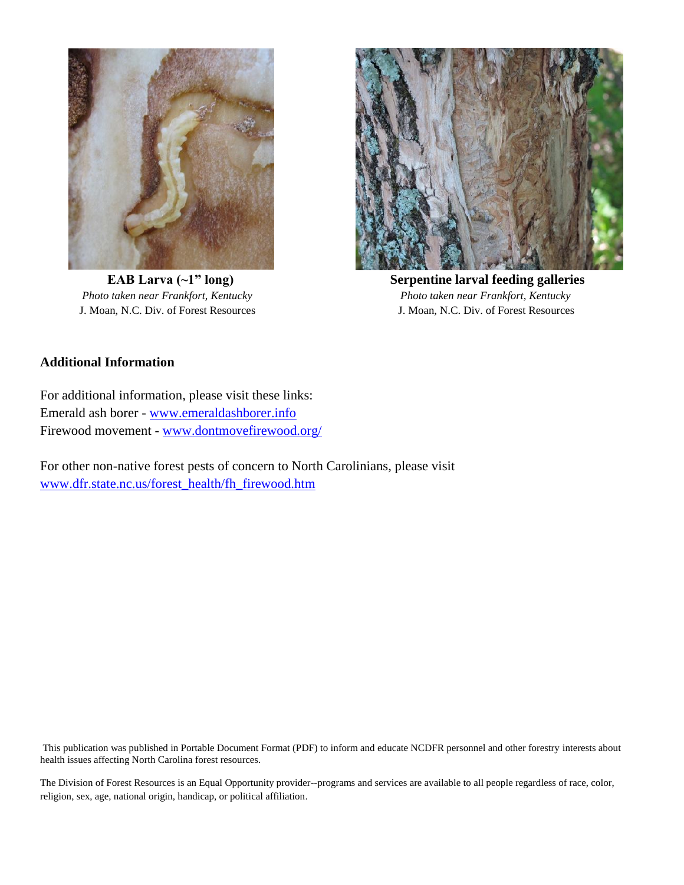**EAB Larva (~1" long)**
*Photo taken near Frankfort, Kentucky*
J. Moan, N.C. Div. of Forest Resources

**Serpentine larval feeding galleries**
*Photo taken near Frankfort, Kentucky*
J. Moan, N.C. Div. of Forest Resources

## Additional Information

For additional information, please visit these links:
Emerald ash borer - [www.emeraldashborer.info](http://www.emeraldashborer.info)
Firewood movement - [www.dontmovefirewood.org/](http://www.dontmovefirewood.org/)

For other non-native forest pests of concern to North Carolinians, please visit
[www.dfr.state.nc.us/forest_health/fh_firewood.htm](http://www.dfr.state.nc.us/forest_health/fh_firewood.htm)

This publication was published in Portable Document Format (PDF) to inform and educate NCDFR personnel and other forestry interests about health issues affecting North Carolina forest resources.

The Division of Forest Resources is an Equal Opportunity provider--programs and services are available to all people regardless of race, color, religion, sex, age, national origin, handicap, or political affiliation.